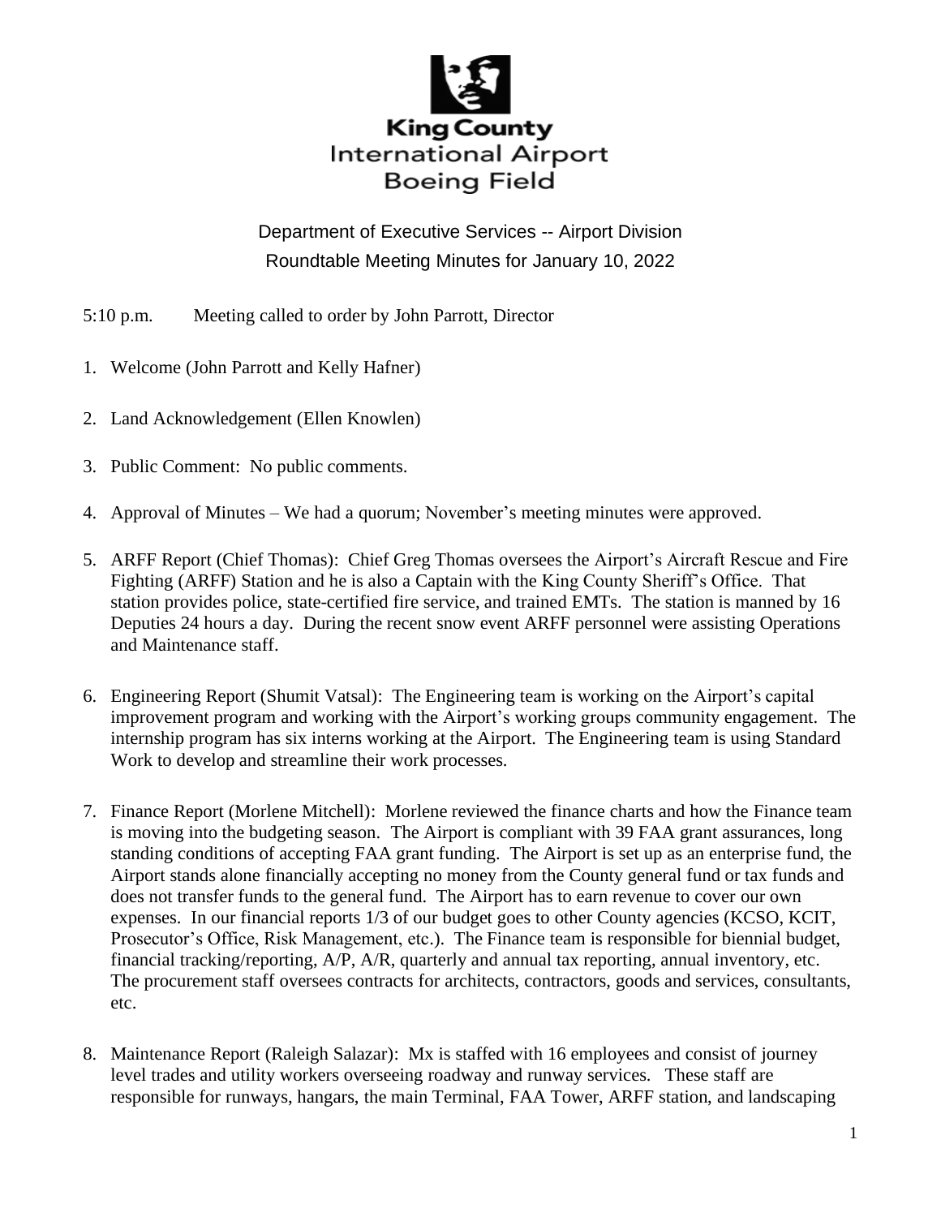**King County International Airport Boeing Field**

## Department of Executive Services -- Airport Division
## Roundtable Meeting Minutes for January 10, 2022

5:10 p.m. Meeting called to order by John Parrott, Director

1. Welcome (John Parrott and Kelly Hafner)

2. Land Acknowledgement (Ellen Knowlen)

3. Public Comment: No public comments.

4. Approval of Minutes – We had a quorum; November's meeting minutes were approved.

5. ARFF Report (Chief Thomas): Chief Greg Thomas oversees the Airport's Aircraft Rescue and Fire Fighting (ARFF) Station and he is also a Captain with the King County Sheriff's Office. That station provides police, state-certified fire service, and trained EMTs. The station is manned by 16 Deputies 24 hours a day. During the recent snow event ARFF personnel were assisting Operations and Maintenance staff.

6. Engineering Report (Shumit Vatsal): The Engineering team is working on the Airport's capital improvement program and working with the Airport's working groups community engagement. The internship program has six interns working at the Airport. The Engineering team is using Standard Work to develop and streamline their work processes.

7. Finance Report (Morlene Mitchell): Morlene reviewed the finance charts and how the Finance team is moving into the budgeting season. The Airport is compliant with 39 FAA grant assurances, long standing conditions of accepting FAA grant funding. The Airport is set up as an enterprise fund, the Airport stands alone financially accepting no money from the County general fund or tax funds and does not transfer funds to the general fund. The Airport has to earn revenue to cover our own expenses. In our financial reports 1/3 of our budget goes to other County agencies (KCSO, KCIT, Prosecutor's Office, Risk Management, etc.). The Finance team is responsible for biennial budget, financial tracking/reporting, A/P, A/R, quarterly and annual tax reporting, annual inventory, etc. The procurement staff oversees contracts for architects, contractors, goods and services, consultants, etc.

8. Maintenance Report (Raleigh Salazar): Mx is staffed with 16 employees and consist of journey level trades and utility workers overseeing roadway and runway services. These staff are responsible for runways, hangars, the main Terminal, FAA Tower, ARFF station, and landscaping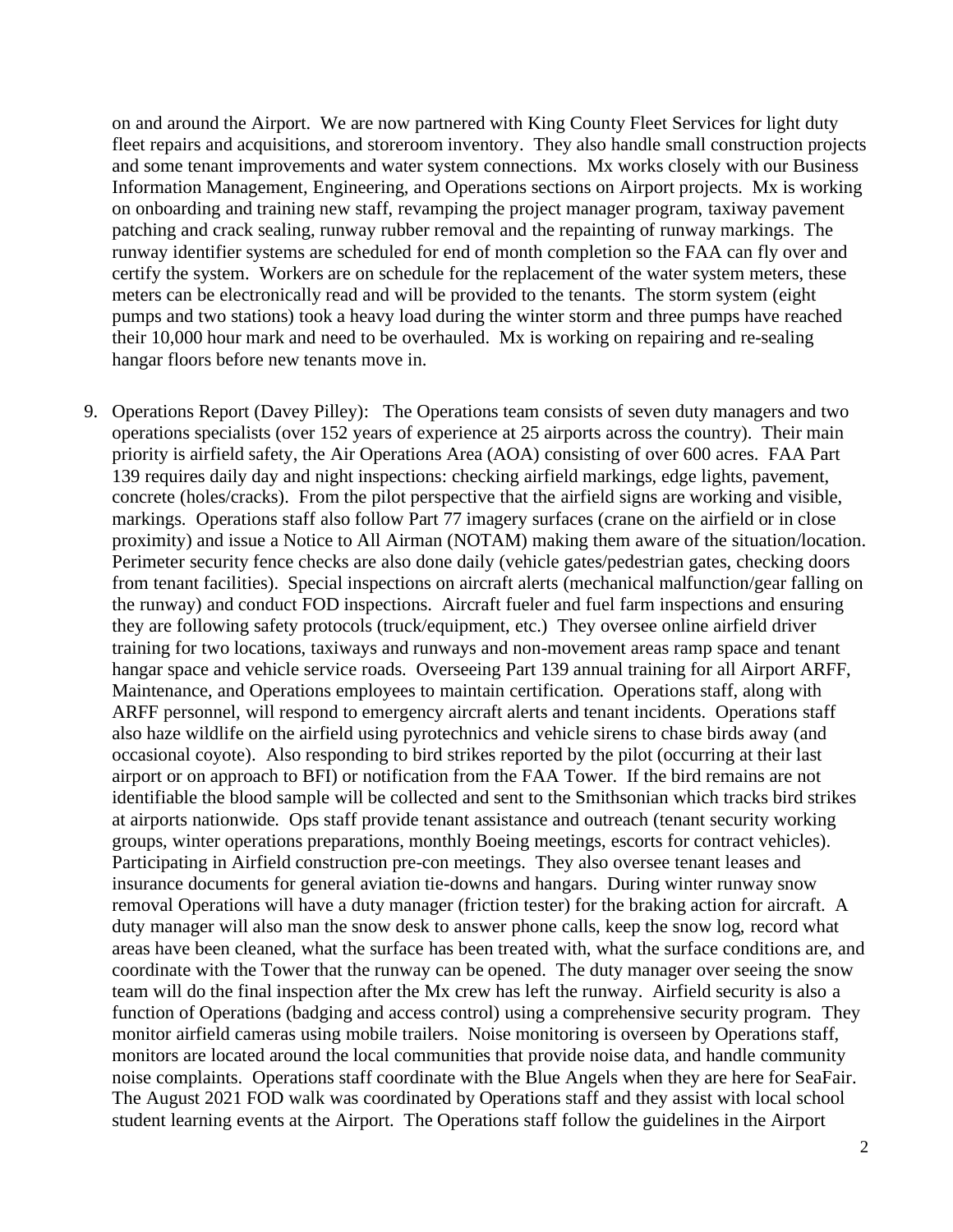on and around the Airport. We are now partnered with King County Fleet Services for light duty fleet repairs and acquisitions, and storeroom inventory. They also handle small construction projects and some tenant improvements and water system connections. Mx works closely with our Business Information Management, Engineering, and Operations sections on Airport projects. Mx is working on onboarding and training new staff, revamping the project manager program, taxiway pavement patching and crack sealing, runway rubber removal and the repainting of runway markings. The runway identifier systems are scheduled for end of month completion so the FAA can fly over and certify the system. Workers are on schedule for the replacement of the water system meters, these meters can be electronically read and will be provided to the tenants. The storm system (eight pumps and two stations) took a heavy load during the winter storm and three pumps have reached their 10,000 hour mark and need to be overhauled. Mx is working on repairing and re-sealing hangar floors before new tenants move in.

9. Operations Report (Davey Pilley): The Operations team consists of seven duty managers and two operations specialists (over 152 years of experience at 25 airports across the country). Their main priority is airfield safety, the Air Operations Area (AOA) consisting of over 600 acres. FAA Part 139 requires daily day and night inspections: checking airfield markings, edge lights, pavement, concrete (holes/cracks). From the pilot perspective that the airfield signs are working and visible, markings. Operations staff also follow Part 77 imagery surfaces (crane on the airfield or in close proximity) and issue a Notice to All Airman (NOTAM) making them aware of the situation/location. Perimeter security fence checks are also done daily (vehicle gates/pedestrian gates, checking doors from tenant facilities). Special inspections on aircraft alerts (mechanical malfunction/gear falling on the runway) and conduct FOD inspections. Aircraft fueler and fuel farm inspections and ensuring they are following safety protocols (truck/equipment, etc.) They oversee online airfield driver training for two locations, taxiways and runways and non-movement areas ramp space and tenant hangar space and vehicle service roads. Overseeing Part 139 annual training for all Airport ARFF, Maintenance, and Operations employees to maintain certification. Operations staff, along with ARFF personnel, will respond to emergency aircraft alerts and tenant incidents. Operations staff also haze wildlife on the airfield using pyrotechnics and vehicle sirens to chase birds away (and occasional coyote). Also responding to bird strikes reported by the pilot (occurring at their last airport or on approach to BFI) or notification from the FAA Tower. If the bird remains are not identifiable the blood sample will be collected and sent to the Smithsonian which tracks bird strikes at airports nationwide. Ops staff provide tenant assistance and outreach (tenant security working groups, winter operations preparations, monthly Boeing meetings, escorts for contract vehicles). Participating in Airfield construction pre-con meetings. They also oversee tenant leases and insurance documents for general aviation tie-downs and hangars. During winter runway snow removal Operations will have a duty manager (friction tester) for the braking action for aircraft. A duty manager will also man the snow desk to answer phone calls, keep the snow log, record what areas have been cleaned, what the surface has been treated with, what the surface conditions are, and coordinate with the Tower that the runway can be opened. The duty manager over seeing the snow team will do the final inspection after the Mx crew has left the runway. Airfield security is also a function of Operations (badging and access control) using a comprehensive security program. They monitor airfield cameras using mobile trailers. Noise monitoring is overseen by Operations staff, monitors are located around the local communities that provide noise data, and handle community noise complaints. Operations staff coordinate with the Blue Angels when they are here for SeaFair. The August 2021 FOD walk was coordinated by Operations staff and they assist with local school student learning events at the Airport. The Operations staff follow the guidelines in the Airport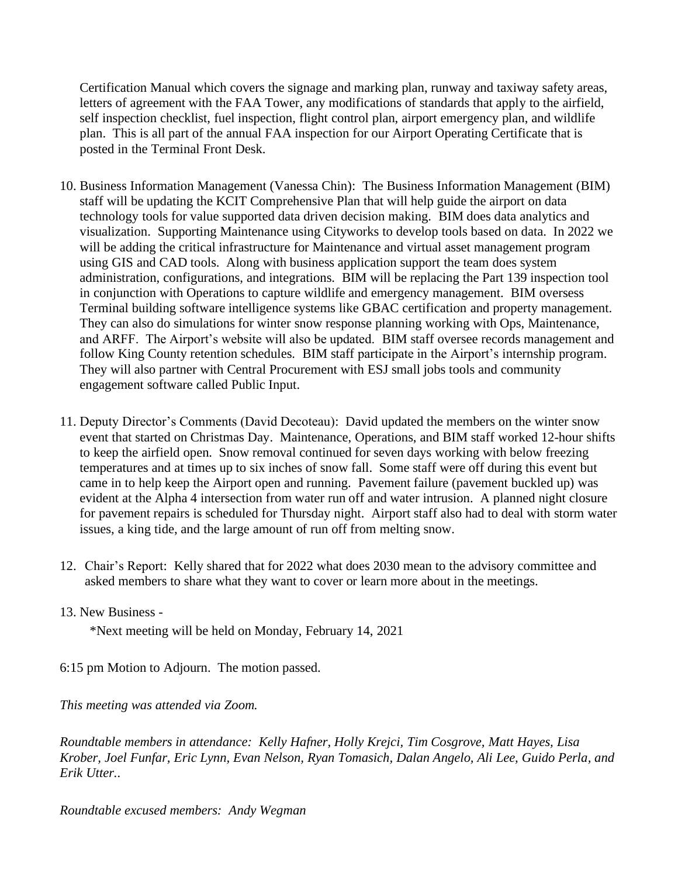Certification Manual which covers the signage and marking plan, runway and taxiway safety areas, letters of agreement with the FAA Tower, any modifications of standards that apply to the airfield, self inspection checklist, fuel inspection, flight control plan, airport emergency plan, and wildlife plan. This is all part of the annual FAA inspection for our Airport Operating Certificate that is posted in the Terminal Front Desk.

10. Business Information Management (Vanessa Chin): The Business Information Management (BIM) staff will be updating the KCIT Comprehensive Plan that will help guide the airport on data technology tools for value supported data driven decision making. BIM does data analytics and visualization. Supporting Maintenance using Cityworks to develop tools based on data. In 2022 we will be adding the critical infrastructure for Maintenance and virtual asset management program using GIS and CAD tools. Along with business application support the team does system administration, configurations, and integrations. BIM will be replacing the Part 139 inspection tool in conjunction with Operations to capture wildlife and emergency management. BIM oversess Terminal building software intelligence systems like GBAC certification and property management. They can also do simulations for winter snow response planning working with Ops, Maintenance, and ARFF. The Airport's website will also be updated. BIM staff oversee records management and follow King County retention schedules. BIM staff participate in the Airport's internship program. They will also partner with Central Procurement with ESJ small jobs tools and community engagement software called Public Input.

11. Deputy Director's Comments (David Decoteau): David updated the members on the winter snow event that started on Christmas Day. Maintenance, Operations, and BIM staff worked 12-hour shifts to keep the airfield open. Snow removal continued for seven days working with below freezing temperatures and at times up to six inches of snow fall. Some staff were off during this event but came in to help keep the Airport open and running. Pavement failure (pavement buckled up) was evident at the Alpha 4 intersection from water run off and water intrusion. A planned night closure for pavement repairs is scheduled for Thursday night. Airport staff also had to deal with storm water issues, a king tide, and the large amount of run off from melting snow.

12. Chair's Report: Kelly shared that for 2022 what does 2030 mean to the advisory committee and asked members to share what they want to cover or learn more about in the meetings.

13. New Business -

    *Next meeting will be held on Monday, February 14, 2021

6:15 pm Motion to Adjourn. The motion passed.

*This meeting was attended via Zoom.*

*Roundtable members in attendance: Kelly Hafner, Holly Krejci, Tim Cosgrove, Matt Hayes, Lisa Krober, Joel Funfar, Eric Lynn, Evan Nelson, Ryan Tomasich, Dalan Angelo, Ali Lee, Guido Perla, and Erik Utter..*

*Roundtable excused members: Andy Wegman*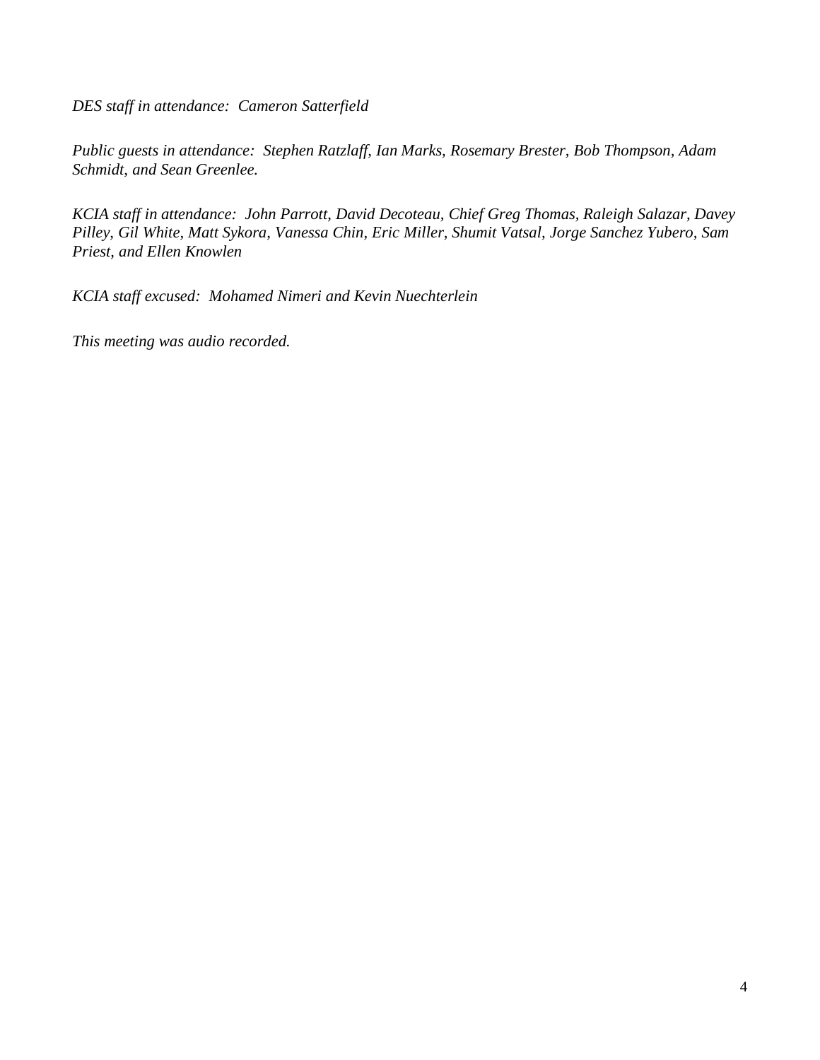*DES staff in attendance: Cameron Satterfield*

*Public guests in attendance: Stephen Ratzlaff, Ian Marks, Rosemary Brester, Bob Thompson, Adam Schmidt, and Sean Greenlee.*

*KCIA staff in attendance: John Parrott, David Decoteau, Chief Greg Thomas, Raleigh Salazar, Davey Pilley, Gil White, Matt Sykora, Vanessa Chin, Eric Miller, Shumit Vatsal, Jorge Sanchez Yubero, Sam Priest, and Ellen Knowlen*

*KCIA staff excused: Mohamed Nimeri and Kevin Nuechterlein*

*This meeting was audio recorded.*